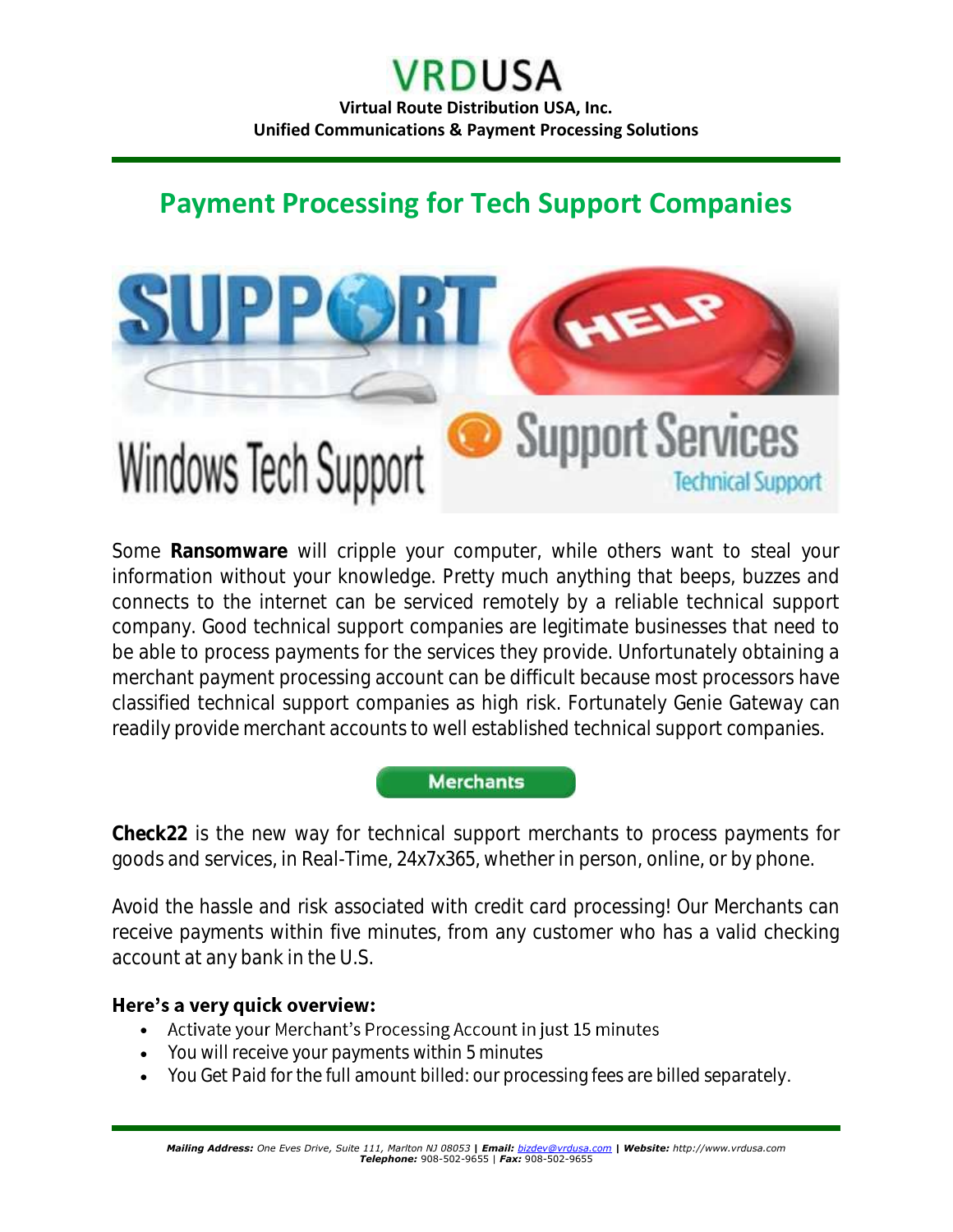# VRDUSA

**Virtual Route Distribution USA, Inc.**
**Unified Communications & Payment Processing Solutions**

## Payment Processing for Tech Support Companies

Some **Ransomware** will cripple your computer, while others want to steal your information without your knowledge. Pretty much anything that beeps, buzzes and connects to the internet can be serviced remotely by a reliable technical support company. Good technical support companies are legitimate businesses that need to be able to process payments for the services they provide. Unfortunately obtaining a merchant payment processing account can be difficult because most processors have classified technical support companies as high risk. Fortunately Genie Gateway can readily provide merchant accounts to well established technical support companies.

**Merchants**

**Check22** is the new way for technical support merchants to process payments for goods and services, in Real-Time, 24x7x365, whether in person, online, or by phone.

Avoid the hassle and risk associated with credit card processing! Our Merchants can receive payments within five minutes, from any customer who has a valid checking account at any bank in the U.S.

**Here's a very quick overview:**

- Activate your Merchant's Processing Account in just 15 minutes
- You will receive your payments within 5 minutes
- You Get Paid for the full amount billed: our processing fees are billed separately.

***Mailing Address:*** *One Eves Drive, Suite 111, Marlton NJ 08053* **| *Email:*** *bizdev@vrdusa.com* **| *Website:*** *http://www.vrdusa.com*
***Telephone:*** 908-502-9655 | ***Fax:*** 908-502-9655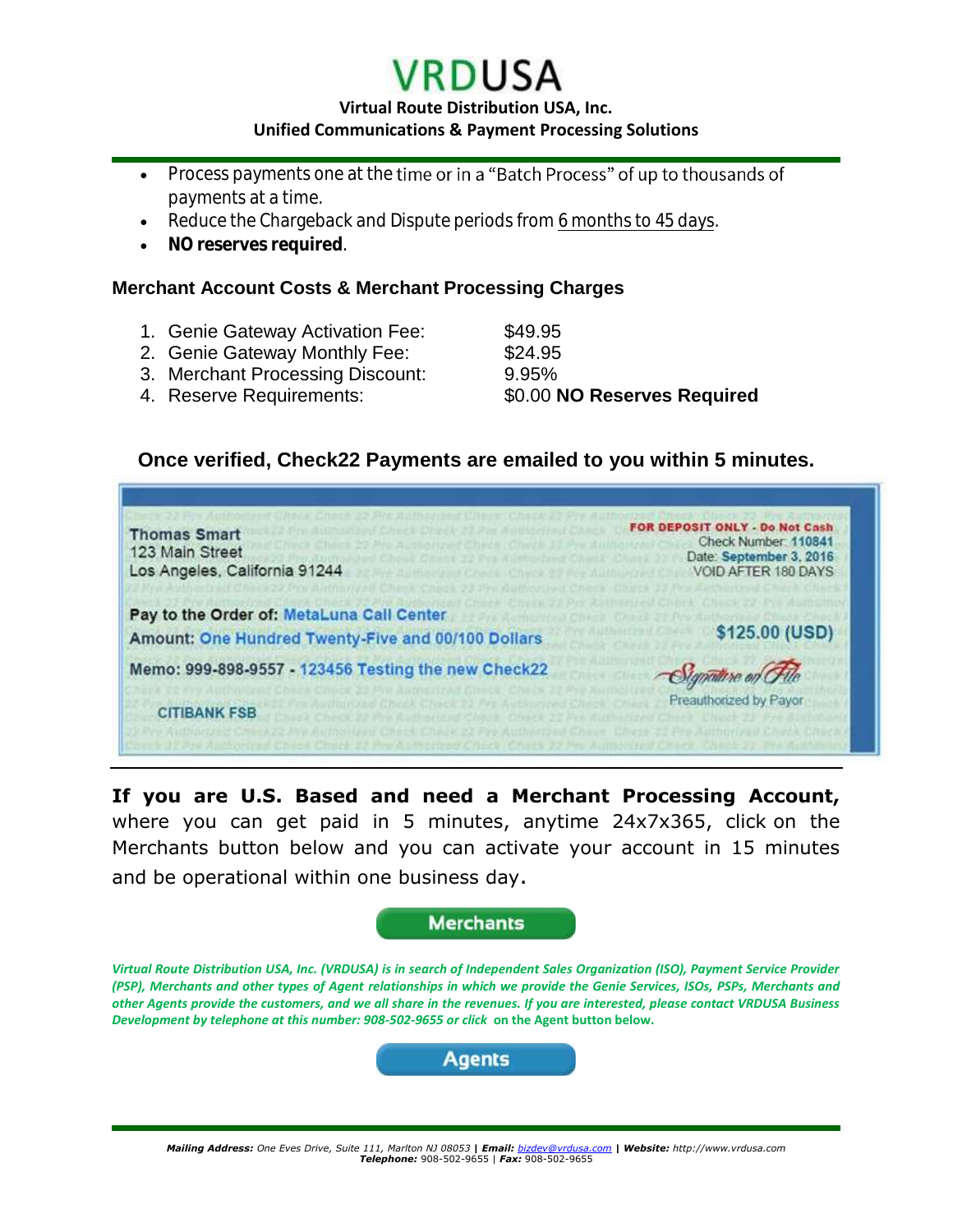# VRDUSA

**Virtual Route Distribution USA, Inc.**

**Unified Communications & Payment Processing Solutions**

- Process payments one at the time or in a "Batch Process" of up to thousands of payments at a time.
- Reduce the Chargeback and Dispute periods from 6 months to 45 days.
- **NO reserves required**.

### Merchant Account Costs & Merchant Processing Charges

| | | |
|---|---|---|
| 1. | Genie Gateway Activation Fee: | $49.95 |
| 2. | Genie Gateway Monthly Fee: | $24.95 |
| 3. | Merchant Processing Discount: | 9.95% |
| 4. | Reserve Requirements: | $0.00 **NO Reserves Required** |

### Once verified, Check22 Payments are emailed to you within 5 minutes.

Thomas Smart
123 Main Street
Los Angeles, California 91244

**FOR DEPOSIT ONLY - Do Not Cash**
Check Number: 110841
Date: September 3, 2016
VOID AFTER 180 DAYS

Pay to the Order of: MetaLuna Call Center

Amount: One Hundred Twenty-Five and 00/100 Dollars $125.00 (USD)

Memo: 999-898-9557 - 123456 Testing the new Check22

Signature on File
Preauthorized by Payor

CITIBANK FSB

---

**If you are U.S. Based and need a Merchant Processing Account,** where you can get paid in 5 minutes, anytime 24x7x365, click on the Merchants button below and you can activate your account in 15 minutes and be operational within one business day.

**Merchants**

*Virtual Route Distribution USA, Inc. (VRDUSA) is in search of Independent Sales Organization (ISO), Payment Service Provider (PSP), Merchants and other types of Agent relationships in which we provide the Genie Services, ISOs, PSPs, Merchants and other Agents provide the customers, and we all share in the revenues. If you are interested, please contact VRDUSA Business Development by telephone at this number: 908-502-9655 or click* **on the Agent button below.**

**Agents**

***Mailing Address:*** *One Eves Drive, Suite 111, Marlton NJ 08053* **|** ***Email:*** *bizdev@vrdusa.com* **|** ***Website:*** *http://www.vrdusa.com*
***Telephone:*** 908-502-9655 | ***Fax:*** 908-502-9655